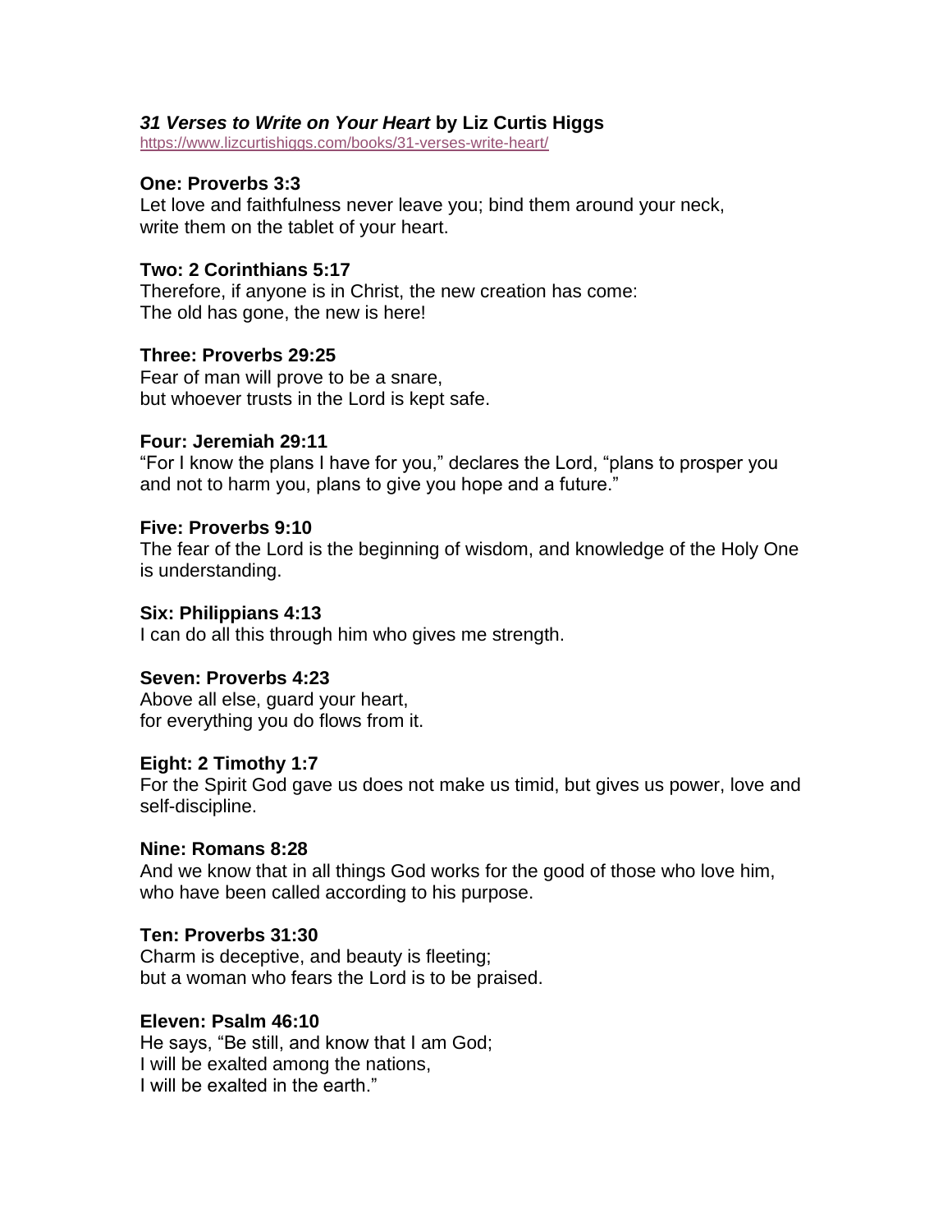***31 Verses to Write on Your Heart* by Liz Curtis Higgs**
https://www.lizcurtishiggs.com/books/31-verses-write-heart/

**One: Proverbs 3:3**
Let love and faithfulness never leave you; bind them around your neck,
write them on the tablet of your heart.

**Two: 2 Corinthians 5:17**
Therefore, if anyone is in Christ, the new creation has come:
The old has gone, the new is here!

**Three: Proverbs 29:25**
Fear of man will prove to be a snare,
but whoever trusts in the Lord is kept safe.

**Four: Jeremiah 29:11**
“For I know the plans I have for you,” declares the Lord, “plans to prosper you
and not to harm you, plans to give you hope and a future.”

**Five: Proverbs 9:10**
The fear of the Lord is the beginning of wisdom, and knowledge of the Holy One
is understanding.

**Six: Philippians 4:13**
I can do all this through him who gives me strength.

**Seven: Proverbs 4:23**
Above all else, guard your heart,
for everything you do flows from it.

**Eight: 2 Timothy 1:7**
For the Spirit God gave us does not make us timid, but gives us power, love and
self-discipline.

**Nine: Romans 8:28**
And we know that in all things God works for the good of those who love him,
who have been called according to his purpose.

**Ten: Proverbs 31:30**
Charm is deceptive, and beauty is fleeting;
but a woman who fears the Lord is to be praised.

**Eleven: Psalm 46:10**
He says, “Be still, and know that I am God;
I will be exalted among the nations,
I will be exalted in the earth.”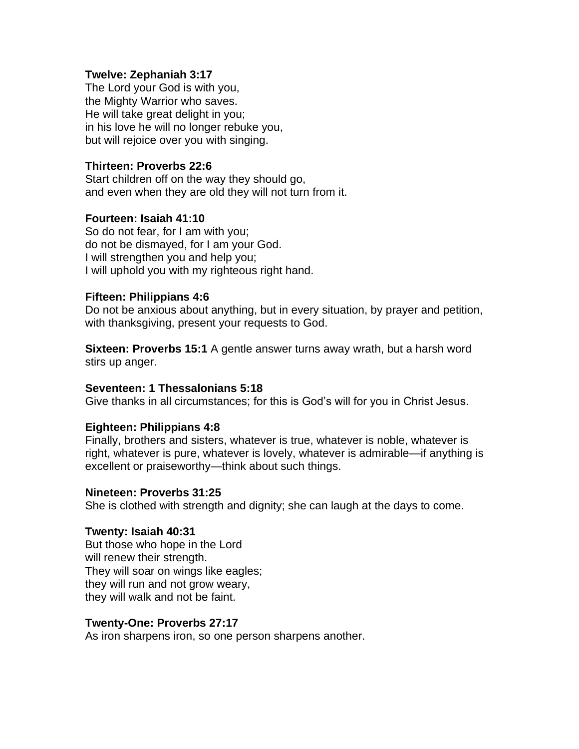**Twelve: Zephaniah 3:17**
The Lord your God is with you,
the Mighty Warrior who saves.
He will take great delight in you;
in his love he will no longer rebuke you,
but will rejoice over you with singing.

**Thirteen: Proverbs 22:6**
Start children off on the way they should go,
and even when they are old they will not turn from it.

**Fourteen: Isaiah 41:10**
So do not fear, for I am with you;
do not be dismayed, for I am your God.
I will strengthen you and help you;
I will uphold you with my righteous right hand.

**Fifteen: Philippians 4:6**
Do not be anxious about anything, but in every situation, by prayer and petition, with thanksgiving, present your requests to God.

**Sixteen: Proverbs 15:1** A gentle answer turns away wrath, but a harsh word stirs up anger.

**Seventeen: 1 Thessalonians 5:18**
Give thanks in all circumstances; for this is God's will for you in Christ Jesus.

**Eighteen: Philippians 4:8**
Finally, brothers and sisters, whatever is true, whatever is noble, whatever is right, whatever is pure, whatever is lovely, whatever is admirable—if anything is excellent or praiseworthy—think about such things.

**Nineteen: Proverbs 31:25**
She is clothed with strength and dignity; she can laugh at the days to come.

**Twenty: Isaiah 40:31**
But those who hope in the Lord
will renew their strength.
They will soar on wings like eagles;
they will run and not grow weary,
they will walk and not be faint.

**Twenty-One: Proverbs 27:17**
As iron sharpens iron, so one person sharpens another.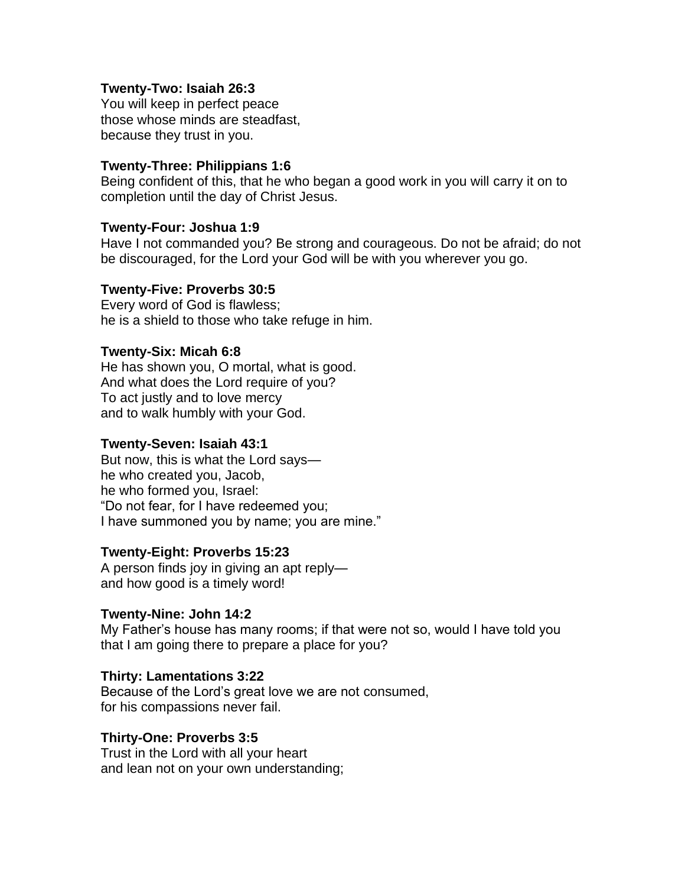**Twenty-Two: Isaiah 26:3**
You will keep in perfect peace
those whose minds are steadfast,
because they trust in you.

**Twenty-Three: Philippians 1:6**
Being confident of this, that he who began a good work in you will carry it on to completion until the day of Christ Jesus.

**Twenty-Four: Joshua 1:9**
Have I not commanded you? Be strong and courageous. Do not be afraid; do not be discouraged, for the Lord your God will be with you wherever you go.

**Twenty-Five: Proverbs 30:5**
Every word of God is flawless;
he is a shield to those who take refuge in him.

**Twenty-Six: Micah 6:8**
He has shown you, O mortal, what is good.
And what does the Lord require of you?
To act justly and to love mercy
and to walk humbly with your God.

**Twenty-Seven: Isaiah 43:1**
But now, this is what the Lord says—
he who created you, Jacob,
he who formed you, Israel:
"Do not fear, for I have redeemed you;
I have summoned you by name; you are mine."

**Twenty-Eight: Proverbs 15:23**
A person finds joy in giving an apt reply—
and how good is a timely word!

**Twenty-Nine: John 14:2**
My Father's house has many rooms; if that were not so, would I have told you that I am going there to prepare a place for you?

**Thirty: Lamentations 3:22**
Because of the Lord's great love we are not consumed,
for his compassions never fail.

**Thirty-One: Proverbs 3:5**
Trust in the Lord with all your heart
and lean not on your own understanding;